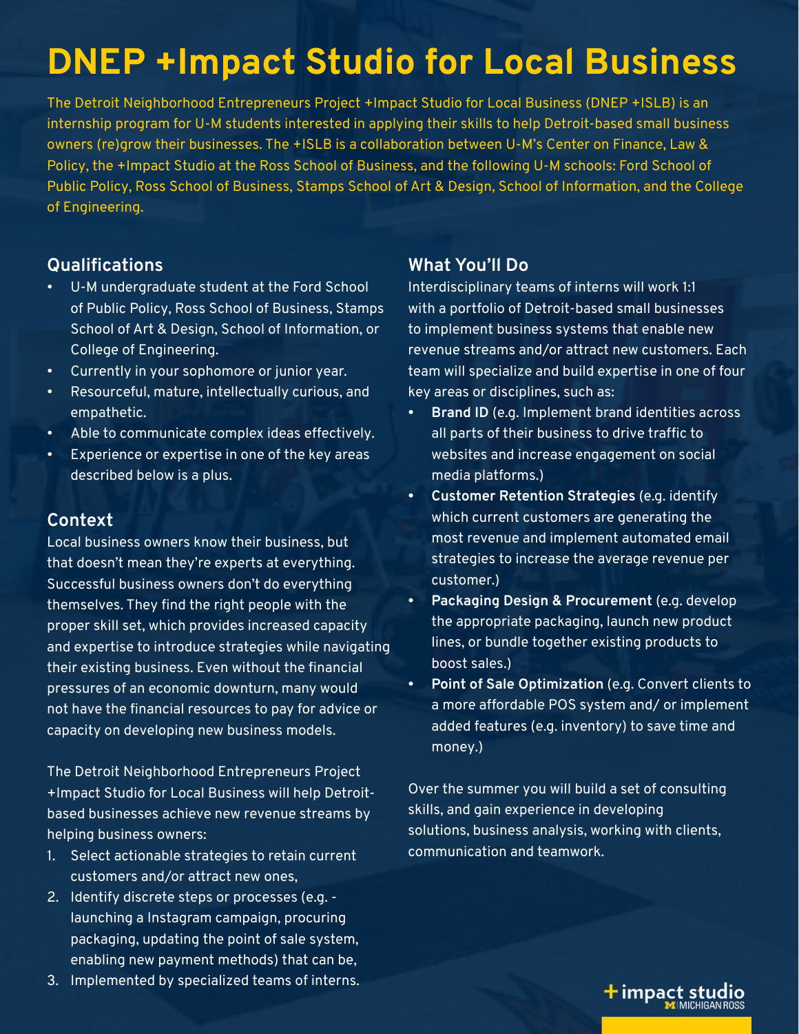# DNEP +Impact Studio for Local Business

The Detroit Neighborhood Entrepreneurs Project +Impact Studio for Local Business (DNEP +ISLB) is an internship program for U-M students interested in applying their skills to help Detroit-based small business owners (re)grow their businesses. The +ISLB is a collaboration between U-M's Center on Finance, Law & Policy, the +Impact Studio at the Ross School of Business, and the following U-M schools: Ford School of Public Policy, Ross School of Business, Stamps School of Art & Design, School of Information, and the College of Engineering.

## Qualifications

- U-M undergraduate student at the Ford School of Public Policy, Ross School of Business, Stamps School of Art & Design, School of Information, or College of Engineering.
- Currently in your sophomore or junior year.
- Resourceful, mature, intellectually curious, and empathetic.
- Able to communicate complex ideas effectively.
- Experience or expertise in one of the key areas described below is a plus.

## Context

Local business owners know their business, but that doesn't mean they're experts at everything. Successful business owners don't do everything themselves. They find the right people with the proper skill set, which provides increased capacity and expertise to introduce strategies while navigating their existing business. Even without the financial pressures of an economic downturn, many would not have the financial resources to pay for advice or capacity on developing new business models.

The Detroit Neighborhood Entrepreneurs Project +Impact Studio for Local Business will help Detroit-based businesses achieve new revenue streams by helping business owners:

1. Select actionable strategies to retain current customers and/or attract new ones,
2. Identify discrete steps or processes (e.g. - launching a Instagram campaign, procuring packaging, updating the point of sale system, enabling new payment methods) that can be,
3. Implemented by specialized teams of interns.

## What You'll Do

Interdisciplinary teams of interns will work 1:1 with a portfolio of Detroit-based small businesses to implement business systems that enable new revenue streams and/or attract new customers. Each team will specialize and build expertise in one of four key areas or disciplines, such as:

- **Brand ID** (e.g. Implement brand identities across all parts of their business to drive traffic to websites and increase engagement on social media platforms.)
- **Customer Retention Strategies** (e.g. identify which current customers are generating the most revenue and implement automated email strategies to increase the average revenue per customer.)
- **Packaging Design & Procurement** (e.g. develop the appropriate packaging, launch new product lines, or bundle together existing products to boost sales.)
- **Point of Sale Optimization** (e.g. Convert clients to a more affordable POS system and/ or implement added features (e.g. inventory) to save time and money.)

Over the summer you will build a set of consulting skills, and gain experience in developing solutions, business analysis, working with clients, communication and teamwork.

+impact studio
MICHIGAN ROSS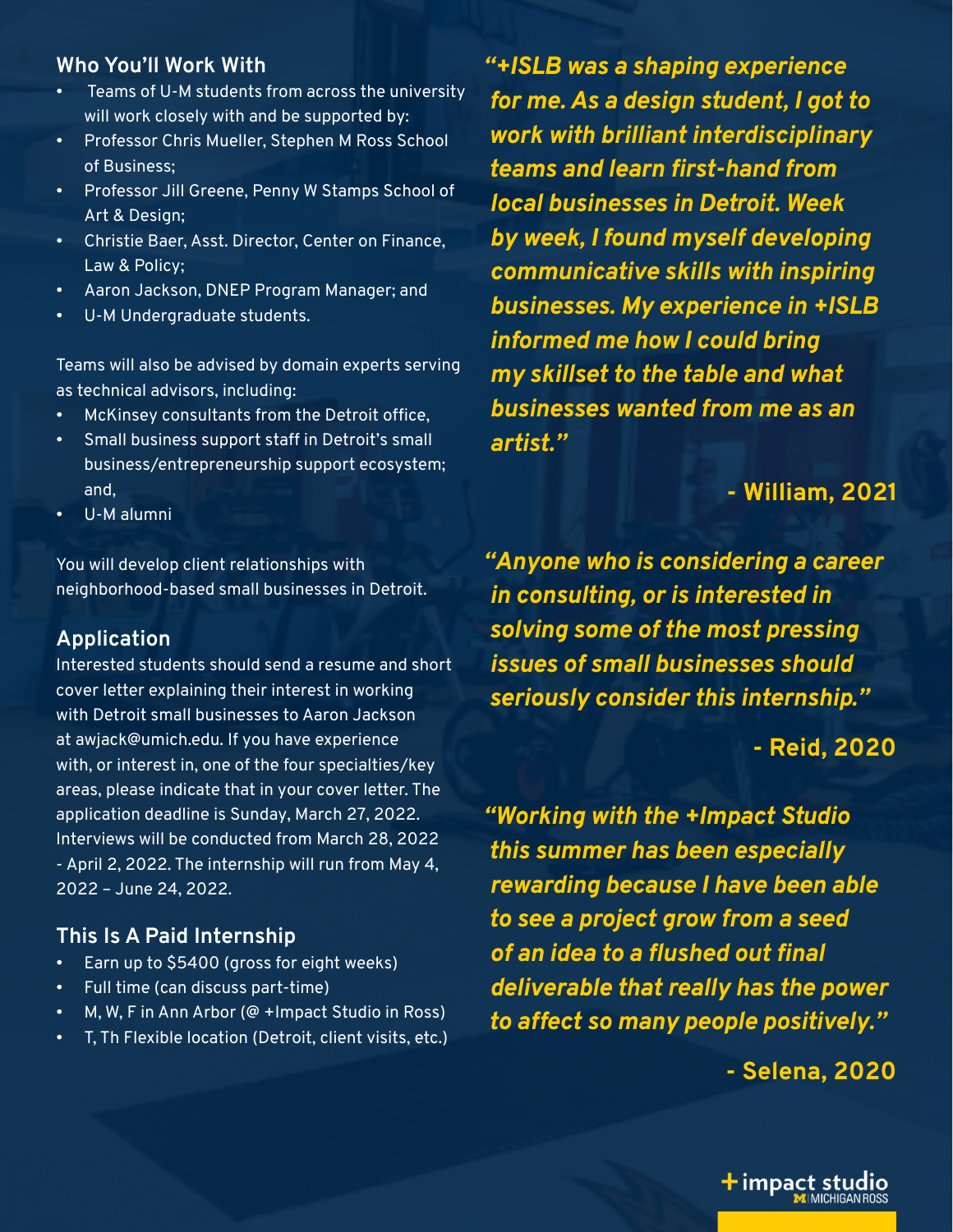## Who You'll Work With

- Teams of U-M students from across the university will work closely with and be supported by:
- Professor Chris Mueller, Stephen M Ross School of Business;
- Professor Jill Greene, Penny W Stamps School of Art & Design;
- Christie Baer, Asst. Director, Center on Finance, Law & Policy;
- Aaron Jackson, DNEP Program Manager; and
- U-M Undergraduate students.

Teams will also be advised by domain experts serving as technical advisors, including:

- McKinsey consultants from the Detroit office,
- Small business support staff in Detroit's small business/entrepreneurship support ecosystem; and,
- U-M alumni

You will develop client relationships with neighborhood-based small businesses in Detroit.

## Application

Interested students should send a resume and short cover letter explaining their interest in working with Detroit small businesses to Aaron Jackson at awjack@umich.edu. If you have experience with, or interest in, one of the four specialties/key areas, please indicate that in your cover letter. The application deadline is Sunday, March 27, 2022. Interviews will be conducted from March 28, 2022 - April 2, 2022. The internship will run from May 4, 2022 – June 24, 2022.

## This Is A Paid Internship

- Earn up to $5400 (gross for eight weeks)
- Full time (can discuss part-time)
- M, W, F in Ann Arbor (@ +Impact Studio in Ross)
- T, Th Flexible location (Detroit, client visits, etc.)

***"+ISLB was a shaping experience for me. As a design student, I got to work with brilliant interdisciplinary teams and learn first-hand from local businesses in Detroit. Week by week, I found myself developing communicative skills with inspiring businesses. My experience in +ISLB informed me how I could bring my skillset to the table and what businesses wanted from me as an artist."***

**- William, 2021**

***"Anyone who is considering a career in consulting, or is interested in solving some of the most pressing issues of small businesses should seriously consider this internship."***

**- Reid, 2020**

***"Working with the +Impact Studio this summer has been especially rewarding because I have been able to see a project grow from a seed of an idea to a flushed out final deliverable that really has the power to affect so many people positively."***

**- Selena, 2020**

+impact studio
MICHIGAN ROSS